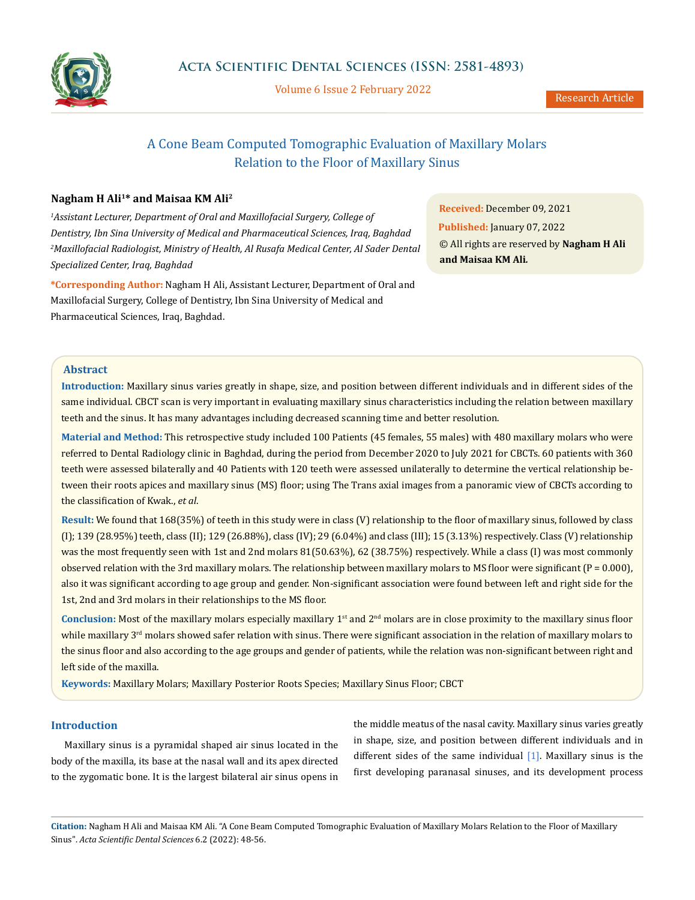# A Cone Beam Computed Tomographic Evaluation of Maxillary Molars Relation to the Floor of Maxillary Sinus

**Nagham H Ali[1]* and Maisaa KM Ali[2]**

[1]*Assistant Lecturer, Department of Oral and Maxillofacial Surgery, College of Dentistry, Ibn Sina University of Medical and Pharmaceutical Sciences, Iraq, Baghdad*
[2]*Maxillofacial Radiologist, Ministry of Health, Al Rusafa Medical Center, Al Sader Dental Specialized Center, Iraq, Baghdad*

**\*Corresponding Author:** Nagham H Ali, Assistant Lecturer, Department of Oral and Maxillofacial Surgery, College of Dentistry, Ibn Sina University of Medical and Pharmaceutical Sciences, Iraq, Baghdad.

**Received:** December 09, 2021
**Published:** January 07, 2022
© All rights are reserved by **Nagham H Ali and Maisaa KM Ali.**

## Abstract

**Introduction:** Maxillary sinus varies greatly in shape, size, and position between different individuals and in different sides of the same individual. CBCT scan is very important in evaluating maxillary sinus characteristics including the relation between maxillary teeth and the sinus. It has many advantages including decreased scanning time and better resolution.

**Material and Method:** This retrospective study included 100 Patients (45 females, 55 males) with 480 maxillary molars who were referred to Dental Radiology clinic in Baghdad, during the period from December 2020 to July 2021 for CBCTs. 60 patients with 360 teeth were assessed bilaterally and 40 Patients with 120 teeth were assessed unilaterally to determine the vertical relationship between their roots apices and maxillary sinus (MS) floor; using The Trans axial images from a panoramic view of CBCTs according to the classification of Kwak., *et al*.

**Result:** We found that 168(35%) of teeth in this study were in class (V) relationship to the floor of maxillary sinus, followed by class (I); 139 (28.95%) teeth, class (II); 129 (26.88%), class (IV); 29 (6.04%) and class (III); 15 (3.13%) respectively. Class (V) relationship was the most frequently seen with 1st and 2nd molars 81(50.63%), 62 (38.75%) respectively. While a class (I) was most commonly observed relation with the 3rd maxillary molars. The relationship between maxillary molars to MS floor were significant (P = 0.000), also it was significant according to age group and gender. Non-significant association were found between left and right side for the 1st, 2nd and 3rd molars in their relationships to the MS floor.

**Conclusion:** Most of the maxillary molars especially maxillary 1st and 2nd molars are in close proximity to the maxillary sinus floor while maxillary 3rd molars showed safer relation with sinus. There were significant association in the relation of maxillary molars to the sinus floor and also according to the age groups and gender of patients, while the relation was non-significant between right and left side of the maxilla.

**Keywords:** Maxillary Molars; Maxillary Posterior Roots Species; Maxillary Sinus Floor; CBCT

## Introduction

Maxillary sinus is a pyramidal shaped air sinus located in the body of the maxilla, its base at the nasal wall and its apex directed to the zygomatic bone. It is the largest bilateral air sinus opens in the middle meatus of the nasal cavity. Maxillary sinus varies greatly in shape, size, and position between different individuals and in different sides of the same individual [1]. Maxillary sinus is the first developing paranasal sinuses, and its development process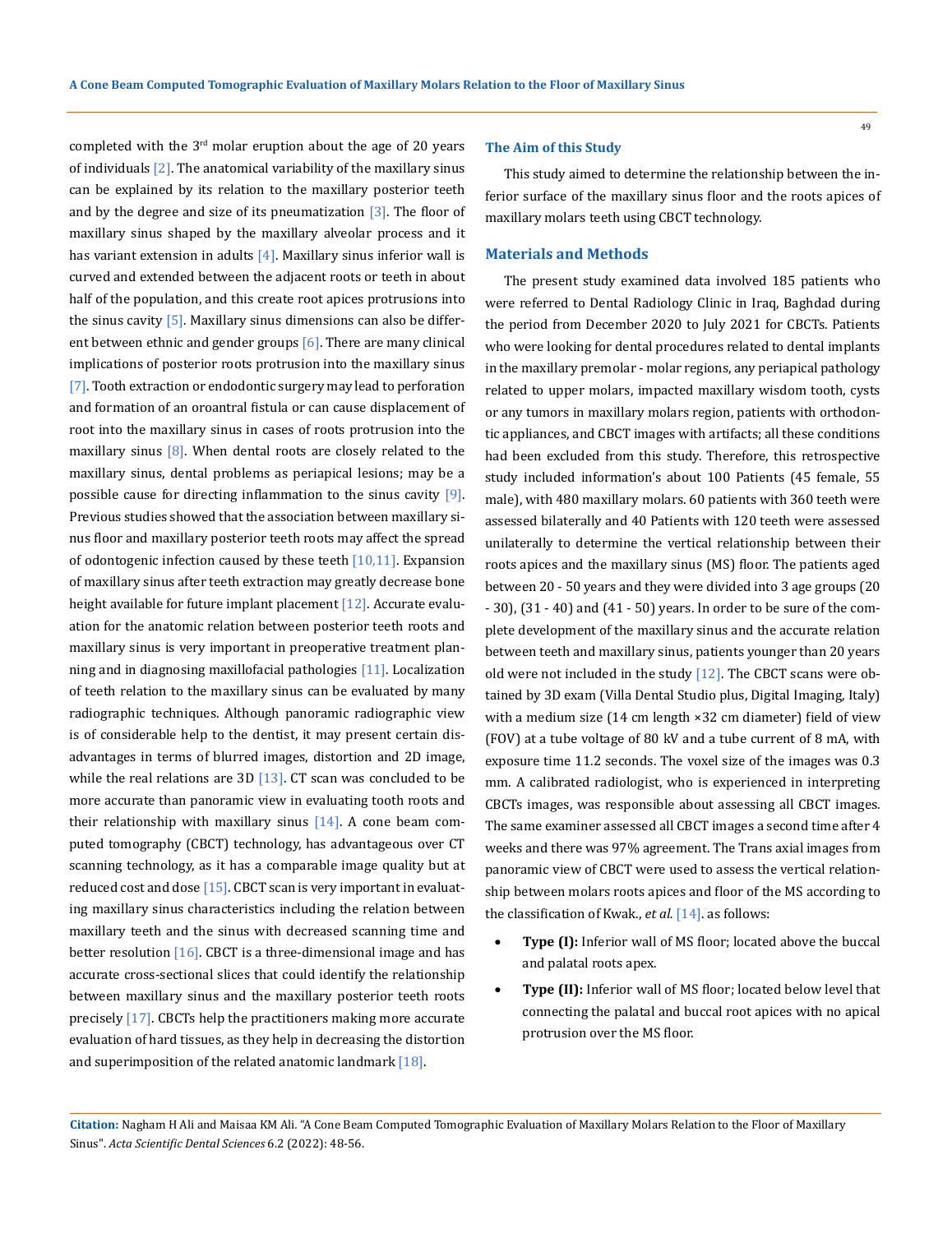completed with the 3rd molar eruption about the age of 20 years of individuals [2]. The anatomical variability of the maxillary sinus can be explained by its relation to the maxillary posterior teeth and by the degree and size of its pneumatization [3]. The floor of maxillary sinus shaped by the maxillary alveolar process and it has variant extension in adults [4]. Maxillary sinus inferior wall is curved and extended between the adjacent roots or teeth in about half of the population, and this create root apices protrusions into the sinus cavity [5]. Maxillary sinus dimensions can also be different between ethnic and gender groups [6]. There are many clinical implications of posterior roots protrusion into the maxillary sinus [7]. Tooth extraction or endodontic surgery may lead to perforation and formation of an oroantral fistula or can cause displacement of root into the maxillary sinus in cases of roots protrusion into the maxillary sinus [8]. When dental roots are closely related to the maxillary sinus, dental problems as periapical lesions; may be a possible cause for directing inflammation to the sinus cavity [9]. Previous studies showed that the association between maxillary sinus floor and maxillary posterior teeth roots may affect the spread of odontogenic infection caused by these teeth [10,11]. Expansion of maxillary sinus after teeth extraction may greatly decrease bone height available for future implant placement [12]. Accurate evaluation for the anatomic relation between posterior teeth roots and maxillary sinus is very important in preoperative treatment planning and in diagnosing maxillofacial pathologies [11]. Localization of teeth relation to the maxillary sinus can be evaluated by many radiographic techniques. Although panoramic radiographic view is of considerable help to the dentist, it may present certain disadvantages in terms of blurred images, distortion and 2D image, while the real relations are 3D [13]. CT scan was concluded to be more accurate than panoramic view in evaluating tooth roots and their relationship with maxillary sinus [14]. A cone beam computed tomography (CBCT) technology, has advantageous over CT scanning technology, as it has a comparable image quality but at reduced cost and dose [15]. CBCT scan is very important in evaluating maxillary sinus characteristics including the relation between maxillary teeth and the sinus with decreased scanning time and better resolution [16]. CBCT is a three-dimensional image and has accurate cross-sectional slices that could identify the relationship between maxillary sinus and the maxillary posterior teeth roots precisely [17]. CBCTs help the practitioners making more accurate evaluation of hard tissues, as they help in decreasing the distortion and superimposition of the related anatomic landmark [18].

## The Aim of this Study

This study aimed to determine the relationship between the inferior surface of the maxillary sinus floor and the roots apices of maxillary molars teeth using CBCT technology.

## Materials and Methods

The present study examined data involved 185 patients who were referred to Dental Radiology Clinic in Iraq, Baghdad during the period from December 2020 to July 2021 for CBCTs. Patients who were looking for dental procedures related to dental implants in the maxillary premolar - molar regions, any periapical pathology related to upper molars, impacted maxillary wisdom tooth, cysts or any tumors in maxillary molars region, patients with orthodontic appliances, and CBCT images with artifacts; all these conditions had been excluded from this study. Therefore, this retrospective study included information's about 100 Patients (45 female, 55 male), with 480 maxillary molars. 60 patients with 360 teeth were assessed bilaterally and 40 Patients with 120 teeth were assessed unilaterally to determine the vertical relationship between their roots apices and the maxillary sinus (MS) floor. The patients aged between 20 - 50 years and they were divided into 3 age groups (20 - 30), (31 - 40) and (41 - 50) years. In order to be sure of the complete development of the maxillary sinus and the accurate relation between teeth and maxillary sinus, patients younger than 20 years old were not included in the study [12]. The CBCT scans were obtained by 3D exam (Villa Dental Studio plus, Digital Imaging, Italy) with a medium size (14 cm length ×32 cm diameter) field of view (FOV) at a tube voltage of 80 kV and a tube current of 8 mA, with exposure time 11.2 seconds. The voxel size of the images was 0.3 mm. A calibrated radiologist, who is experienced in interpreting CBCTs images, was responsible about assessing all CBCT images. The same examiner assessed all CBCT images a second time after 4 weeks and there was 97% agreement. The Trans axial images from panoramic view of CBCT were used to assess the vertical relationship between molars roots apices and floor of the MS according to the classification of Kwak., *et al*. [14]. as follows:

- **Type (I):** Inferior wall of MS floor; located above the buccal and palatal roots apex.
- **Type (II):** Inferior wall of MS floor; located below level that connecting the palatal and buccal root apices with no apical protrusion over the MS floor.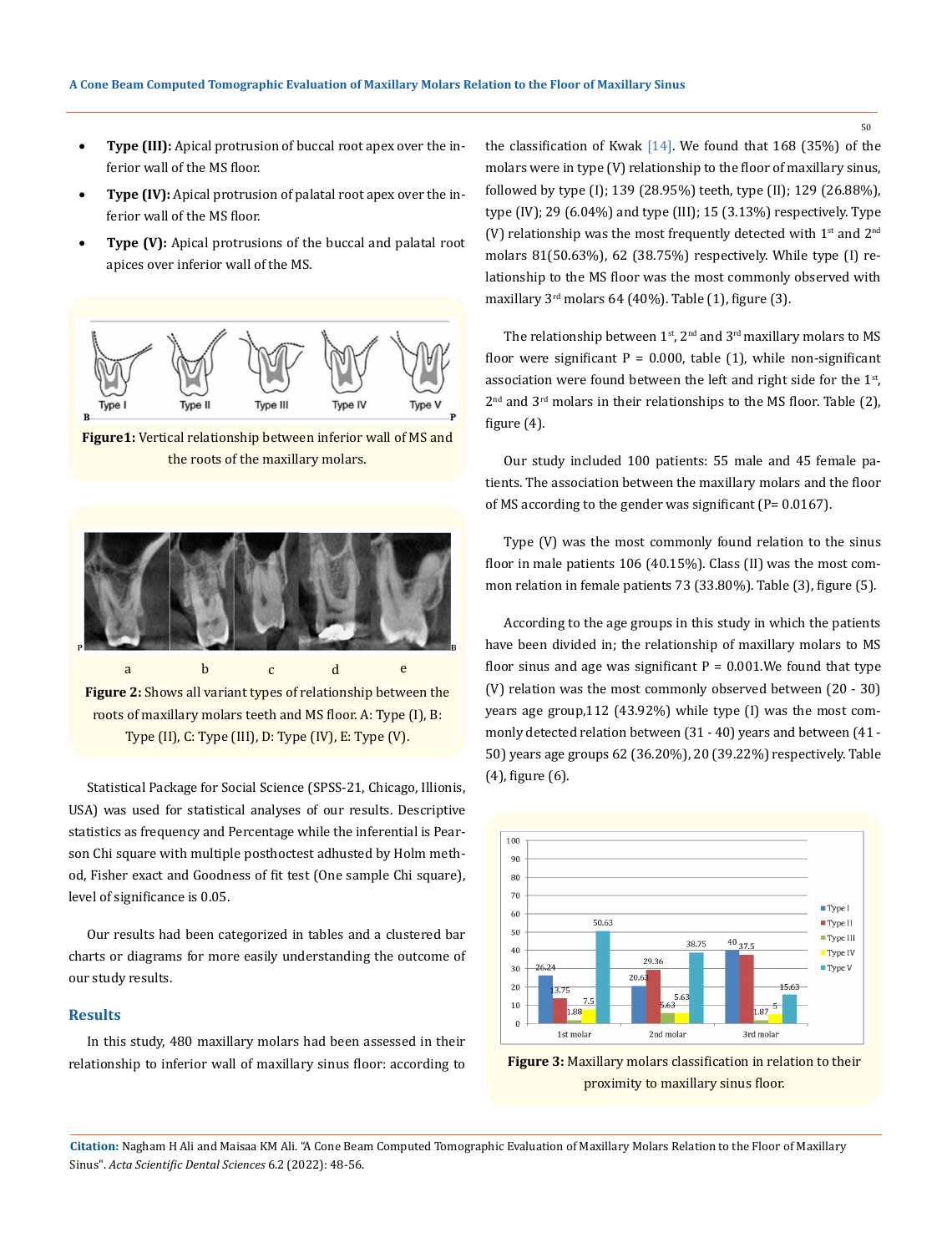- **Type (III):** Apical protrusion of buccal root apex over the inferior wall of the MS floor.
- **Type (IV):** Apical protrusion of palatal root apex over the inferior wall of the MS floor.
- **Type (V):** Apical protrusions of the buccal and palatal root apices over inferior wall of the MS.

**Figure1:** Vertical relationship between inferior wall of MS and the roots of the maxillary molars.

**Figure 2:** Shows all variant types of relationship between the roots of maxillary molars teeth and MS floor. A: Type (I), B: Type (II), C: Type (III), D: Type (IV), E: Type (V).

Statistical Package for Social Science (SPSS-21, Chicago, Illionis, USA) was used for statistical analyses of our results. Descriptive statistics as frequency and Percentage while the inferential is Pearson Chi square with multiple posthoctest adhusted by Holm method, Fisher exact and Goodness of fit test (One sample Chi square), level of significance is 0.05.

Our results had been categorized in tables and a clustered bar charts or diagrams for more easily understanding the outcome of our study results.

## Results

In this study, 480 maxillary molars had been assessed in their relationship to inferior wall of maxillary sinus floor: according to the classification of Kwak [14]. We found that 168 (35%) of the molars were in type (V) relationship to the floor of maxillary sinus, followed by type (I); 139 (28.95%) teeth, type (II); 129 (26.88%), type (IV); 29 (6.04%) and type (III); 15 (3.13%) respectively. Type (V) relationship was the most frequently detected with 1st and 2nd molars 81(50.63%), 62 (38.75%) respectively. While type (I) relationship to the MS floor was the most commonly observed with maxillary 3rd molars 64 (40%). Table (1), figure (3).

The relationship between 1st, 2nd and 3rd maxillary molars to MS floor were significant P = 0.000, table (1), while non-significant association were found between the left and right side for the 1st, 2nd and 3rd molars in their relationships to the MS floor. Table (2), figure (4).

Our study included 100 patients: 55 male and 45 female patients. The association between the maxillary molars and the floor of MS according to the gender was significant (P= 0.0167).

Type (V) was the most commonly found relation to the sinus floor in male patients 106 (40.15%). Class (II) was the most common relation in female patients 73 (33.80%). Table (3), figure (5).

According to the age groups in this study in which the patients have been divided in; the relationship of maxillary molars to MS floor sinus and age was significant P = 0.001.We found that type (V) relation was the most commonly observed between (20 - 30) years age group,112 (43.92%) while type (I) was the most commonly detected relation between (31 - 40) years and between (41 - 50) years age groups 62 (36.20%), 20 (39.22%) respectively. Table (4), figure (6).

**Figure 3:** Maxillary molars classification in relation to their proximity to maxillary sinus floor.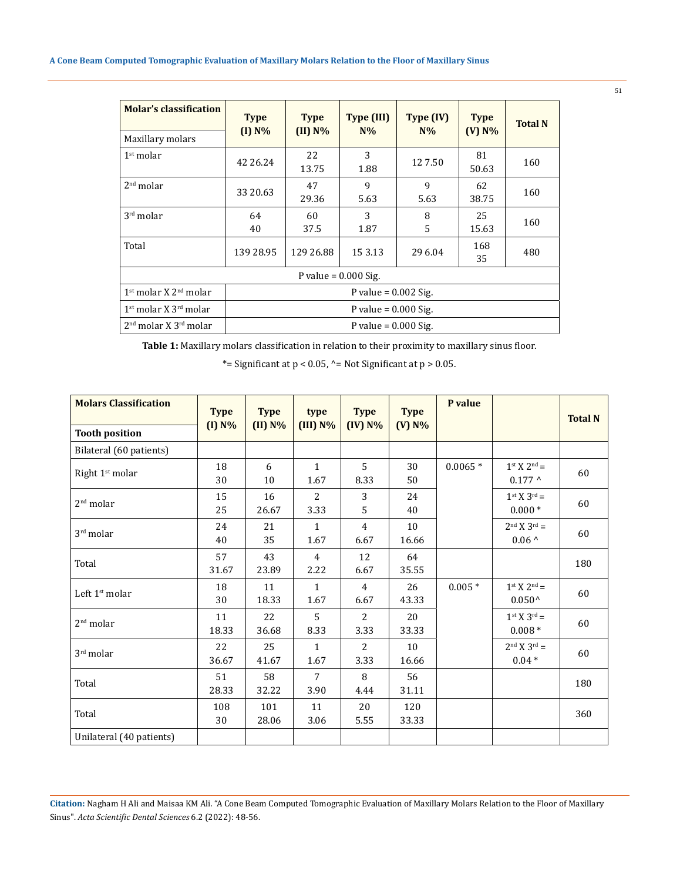| Molar's classification<br>Maxillary molars | Type (I) N% | Type (II) N% | Type (III) N% | Type (IV) N% | Type (V) N% | Total N |
|---|---|---|---|---|---|---|
| 1st molar | 42 26.24 | 22 13.75 | 3 1.88 | 12 7.50 | 81 50.63 | 160 |
| 2nd molar | 33 20.63 | 47 29.36 | 9 5.63 | 9 5.63 | 62 38.75 | 160 |
| 3rd molar | 64 40 | 60 37.5 | 3 1.87 | 8 5 | 25 15.63 | 160 |
| Total | 139 28.95 | 129 26.88 | 15 3.13 | 29 6.04 | 168 35 | 480 |
| P value = 0.000 Sig. | | | | | | |
| 1st molar X 2nd molar | P value = 0.002 Sig. | | | | | |
| 1st molar X 3rd molar | P value = 0.000 Sig. | | | | | |
| 2nd molar X 3rd molar | P value = 0.000 Sig. | | | | | |

**Table 1:** Maxillary molars classification in relation to their proximity to maxillary sinus floor.

*= Significant at $p < 0.05$, ^= Not Significant at $p > 0.05$.

| Molars Classification<br>Tooth position | Type (I) N% | Type (II) N% | type (III) N% | Type (IV) N% | Type (V) N% | P value | | Total N |
|---|---|---|---|---|---|---|---|---|
| Bilateral (60 patients) | | | | | | | | |
| Right 1st molar | 18 30 | 6 10 | 1 1.67 | 5 8.33 | 30 50 | 0.0065 * | 1st X 2nd = 0.177 ^ | 60 |
| 2nd molar | 15 25 | 16 26.67 | 2 3.33 | 3 5 | 24 40 | | 1st X 3rd = 0.000 * | 60 |
| 3rd molar | 24 40 | 21 35 | 1 1.67 | 4 6.67 | 10 16.66 | | 2nd X 3rd = 0.06 ^ | 60 |
| Total | 57 31.67 | 43 23.89 | 4 2.22 | 12 6.67 | 64 35.55 | | | 180 |
| Left 1st molar | 18 30 | 11 18.33 | 1 1.67 | 4 6.67 | 26 43.33 | 0.005 * | 1st X 2nd = 0.050^ | 60 |
| 2nd molar | 11 18.33 | 22 36.68 | 5 8.33 | 2 3.33 | 20 33.33 | | 1st X 3rd = 0.008 * | 60 |
| 3rd molar | 22 36.67 | 25 41.67 | 1 1.67 | 2 3.33 | 10 16.66 | | 2nd X 3rd = 0.04 * | 60 |
| Total | 51 28.33 | 58 32.22 | 7 3.90 | 8 4.44 | 56 31.11 | | | 180 |
| Total | 108 30 | 101 28.06 | 11 3.06 | 20 5.55 | 120 33.33 | | | 360 |
| Unilateral (40 patients) | | | | | | | | |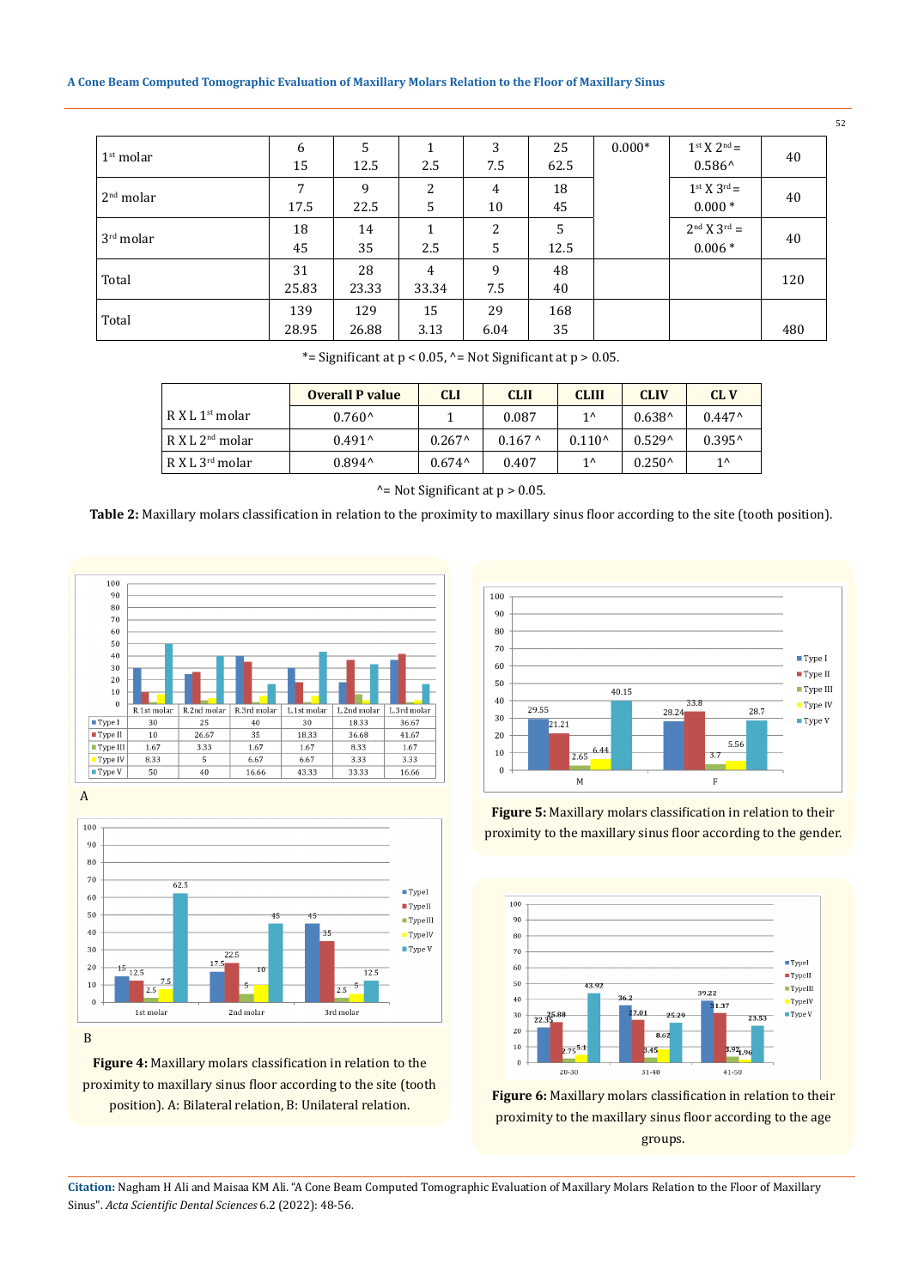| | | | | | | | | |
|---|---|---|---|---|---|---|---|---|
| 1st molar | 6<br>15 | 5<br>12.5 | 1<br>2.5 | 3<br>7.5 | 25<br>62.5 | 0.000* | 1st X 2nd = 0.586^ | 40 |
| 2nd molar | 7<br>17.5 | 9<br>22.5 | 2<br>5 | 4<br>10 | 18<br>45 | | 1st X 3rd = 0.000 * | 40 |
| 3rd molar | 18<br>45 | 14<br>35 | 1<br>2.5 | 2<br>5 | 5<br>12.5 | | 2nd X 3rd = 0.006 * | 40 |
| Total | 31<br>25.83 | 28<br>23.33 | 4<br>33.34 | 9<br>7.5 | 48<br>40 | | | 120 |
| Total | 139<br>28.95 | 129<br>26.88 | 15<br>3.13 | 29<br>6.04 | 168<br>35 | | | 480 |

*= Significant at p < 0.05, ^= Not Significant at p > 0.05.

| | Overall P value | CLI | CLII | CLIII | CLIV | CL V |
|---|---|---|---|---|---|---|
| R X L 1st molar | 0.760^ | 1 | 0.087 | 1^ | 0.638^ | 0.447^ |
| R X L 2nd molar | 0.491^ | 0.267^ | 0.167 ^ | 0.110^ | 0.529^ | 0.395^ |
| R X L 3rd molar | 0.894^ | 0.674^ | 0.407 | 1^ | 0.250^ | 1^ |

^= Not Significant at p > 0.05.

**Table 2:** Maxillary molars classification in relation to the proximity to maxillary sinus floor according to the site (tooth position).

| | R.1st molar | R.2nd molar | R.3rd molar | L.1st molar | L.2nd molar | L.3rd molar |
|---|---|---|---|---|---|---|
| Type I | 30 | 25 | 40 | 30 | 18.33 | 36.67 |
| Type II | 10 | 26.67 | 35 | 18.33 | 36.68 | 41.67 |
| Type III | 1.67 | 3.33 | 1.67 | 1.67 | 8.33 | 1.67 |
| Type IV | 8.33 | 5 | 6.67 | 6.67 | 3.33 | 3.33 |
| Type V | 50 | 40 | 16.66 | 43.33 | 33.33 | 16.66 |

A

B

**Figure 4:** Maxillary molars classification in relation to the proximity to maxillary sinus floor according to the site (tooth position). A: Bilateral relation, B: Unilateral relation.

**Figure 5:** Maxillary molars classification in relation to their proximity to the maxillary sinus floor according to the gender.

**Figure 6:** Maxillary molars classification in relation to their proximity to the maxillary sinus floor according to the age groups.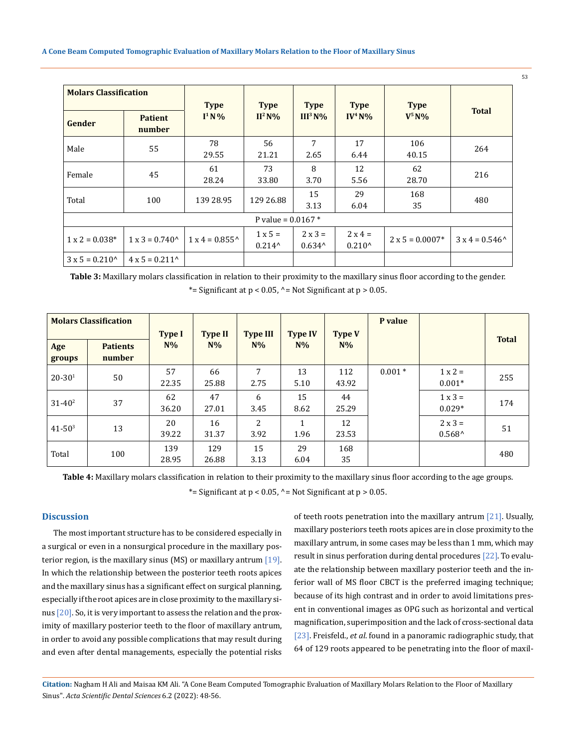| Molars Classification | | Type I[1] N% | Type II[2] N% | Type III[3] N% | Type IV[4] N% | Type V[5] N% | Total |
|---|---|---|---|---|---|---|---|
| Gender | Patient number | | | | | | |
| Male | 55 | 78 29.55 | 56 21.21 | 7 2.65 | 17 6.44 | 106 40.15 | 264 |
| Female | 45 | 61 28.24 | 73 33.80 | 8 3.70 | 12 5.56 | 62 28.70 | 216 |
| Total | 100 | 139 28.95 | 129 26.88 | 15 3.13 | 29 6.04 | 168 35 | 480 |
| P value = 0.0167 * | | | | | | | |
| 1 x 2 = 0.038* | 1 x 3 = 0.740^ | 1 x 4 = 0.855^ | 1 x 5 = 0.214^ | 2 x 3 = 0.634^ | 2 x 4 = 0.210^ | 2 x 5 = 0.0007* | 3 x 4 = 0.546^ |
| 3 x 5 = 0.210^ | 4 x 5 = 0.211^ | | | | | | |

**Table 3:** Maxillary molars classification in relation to their proximity to the maxillary sinus floor according to the gender.
*= Significant at $p < 0.05$, ^= Not Significant at $p > 0.05$.

| Molars Classification | | Type I N% | Type II N% | Type III N% | Type IV N% | Type V N% | P value | | Total |
|---|---|---|---|---|---|---|---|---|---|
| Age groups | Patients number | | | | | | | | |
| 20-30[1] | 50 | 57 22.35 | 66 25.88 | 7 2.75 | 13 5.10 | 112 43.92 | 0.001 * | 1 x 2 = 0.001* | 255 |
| 31-40[2] | 37 | 62 36.20 | 47 27.01 | 6 3.45 | 15 8.62 | 44 25.29 | | 1 x 3 = 0.029* | 174 |
| 41-50[3] | 13 | 20 39.22 | 16 31.37 | 2 3.92 | 1 1.96 | 12 23.53 | | 2 x 3 = 0.568^ | 51 |
| Total | 100 | 139 28.95 | 129 26.88 | 15 3.13 | 29 6.04 | 168 35 | | | 480 |

**Table 4:** Maxillary molars classification in relation to their proximity to the maxillary sinus floor according to the age groups.
*= Significant at $p < 0.05$, ^= Not Significant at $p > 0.05$.

## Discussion

The most important structure has to be considered especially in a surgical or even in a nonsurgical procedure in the maxillary posterior region, is the maxillary sinus (MS) or maxillary antrum [19]. In which the relationship between the posterior teeth roots apices and the maxillary sinus has a significant effect on surgical planning, especially if the root apices are in close proximity to the maxillary sinus [20]. So, it is very important to assess the relation and the proximity of maxillary posterior teeth to the floor of maxillary antrum, in order to avoid any possible complications that may result during and even after dental managements, especially the potential risks of teeth roots penetration into the maxillary antrum [21]. Usually, maxillary posteriors teeth roots apices are in close proximity to the maxillary antrum, in some cases may be less than 1 mm, which may result in sinus perforation during dental procedures [22]. To evaluate the relationship between maxillary posterior teeth and the inferior wall of MS floor CBCT is the preferred imaging technique; because of its high contrast and in order to avoid limitations present in conventional images as OPG such as horizontal and vertical magnification, superimposition and the lack of cross-sectional data [23]. Freisfeld., *et al*. found in a panoramic radiographic study, that 64 of 129 roots appeared to be penetrating into the floor of maxil-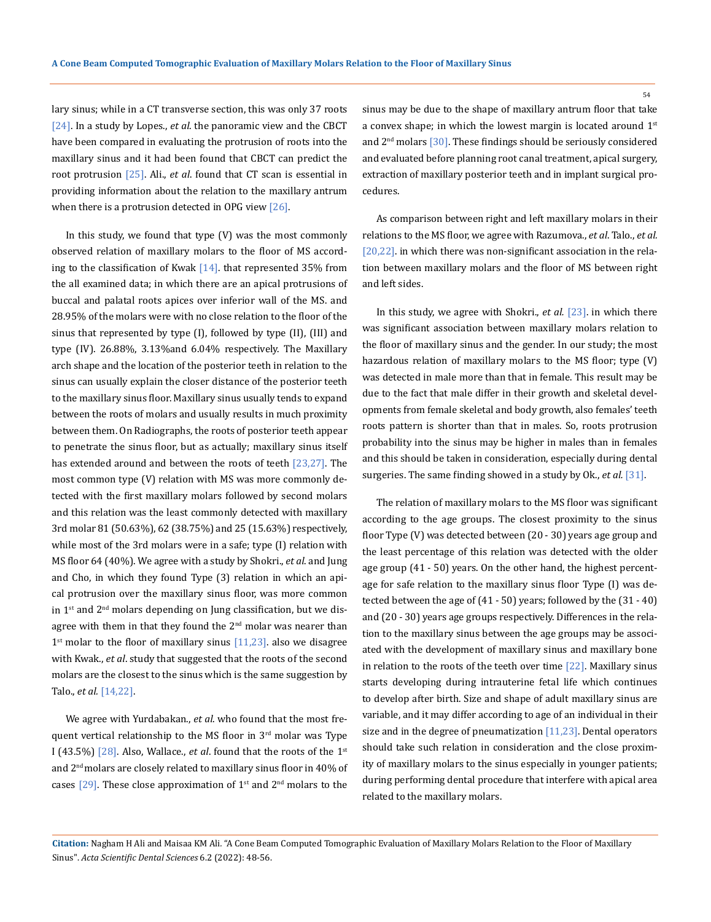lary sinus; while in a CT transverse section, this was only 37 roots [24]. In a study by Lopes., *et al.* the panoramic view and the CBCT have been compared in evaluating the protrusion of roots into the maxillary sinus and it had been found that CBCT can predict the root protrusion [25]. Ali., *et al.* found that CT scan is essential in providing information about the relation to the maxillary antrum when there is a protrusion detected in OPG view [26].

In this study, we found that type (V) was the most commonly observed relation of maxillary molars to the floor of MS according to the classification of Kwak [14]. that represented 35% from the all examined data; in which there are an apical protrusions of buccal and palatal roots apices over inferior wall of the MS. and 28.95% of the molars were with no close relation to the floor of the sinus that represented by type (I), followed by type (II), (III) and type (IV). 26.88%, 3.13%and 6.04% respectively. The Maxillary arch shape and the location of the posterior teeth in relation to the sinus can usually explain the closer distance of the posterior teeth to the maxillary sinus floor. Maxillary sinus usually tends to expand between the roots of molars and usually results in much proximity between them. On Radiographs, the roots of posterior teeth appear to penetrate the sinus floor, but as actually; maxillary sinus itself has extended around and between the roots of teeth [23,27]. The most common type (V) relation with MS was more commonly detected with the first maxillary molars followed by second molars and this relation was the least commonly detected with maxillary 3rd molar 81 (50.63%), 62 (38.75%) and 25 (15.63%) respectively, while most of the 3rd molars were in a safe; type (I) relation with MS floor 64 (40%). We agree with a study by Shokri., *et al.* and Jung and Cho, in which they found Type (3) relation in which an apical protrusion over the maxillary sinus floor, was more common in 1st and 2nd molars depending on Jung classification, but we disagree with them in that they found the 2nd molar was nearer than 1st molar to the floor of maxillary sinus [11,23]. also we disagree with Kwak., *et al*. study that suggested that the roots of the second molars are the closest to the sinus which is the same suggestion by Talo., *et al.* [14,22].

We agree with Yurdabakan., *et al.* who found that the most frequent vertical relationship to the MS floor in 3rd molar was Type I (43.5%) [28]. Also, Wallace., *et al*. found that the roots of the 1st and 2nd molars are closely related to maxillary sinus floor in 40% of cases [29]. These close approximation of 1st and 2nd molars to the sinus may be due to the shape of maxillary antrum floor that take a convex shape; in which the lowest margin is located around 1st and 2nd molars [30]. These findings should be seriously considered and evaluated before planning root canal treatment, apical surgery, extraction of maxillary posterior teeth and in implant surgical procedures.

As comparison between right and left maxillary molars in their relations to the MS floor, we agree with Razumova., *et al*. Talo., *et al.* [20,22]. in which there was non-significant association in the relation between maxillary molars and the floor of MS between right and left sides.

In this study, we agree with Shokri., *et al.* [23]. in which there was significant association between maxillary molars relation to the floor of maxillary sinus and the gender. In our study; the most hazardous relation of maxillary molars to the MS floor; type (V) was detected in male more than that in female. This result may be due to the fact that male differ in their growth and skeletal developments from female skeletal and body growth, also females' teeth roots pattern is shorter than that in males. So, roots protrusion probability into the sinus may be higher in males than in females and this should be taken in consideration, especially during dental surgeries. The same finding showed in a study by Ok., *et al.* [31].

The relation of maxillary molars to the MS floor was significant according to the age groups. The closest proximity to the sinus floor Type (V) was detected between (20 - 30) years age group and the least percentage of this relation was detected with the older age group (41 - 50) years. On the other hand, the highest percentage for safe relation to the maxillary sinus floor Type (I) was detected between the age of (41 - 50) years; followed by the (31 - 40) and (20 - 30) years age groups respectively. Differences in the relation to the maxillary sinus between the age groups may be associated with the development of maxillary sinus and maxillary bone in relation to the roots of the teeth over time [22]. Maxillary sinus starts developing during intrauterine fetal life which continues to develop after birth. Size and shape of adult maxillary sinus are variable, and it may differ according to age of an individual in their size and in the degree of pneumatization [11,23]. Dental operators should take such relation in consideration and the close proximity of maxillary molars to the sinus especially in younger patients; during performing dental procedure that interfere with apical area related to the maxillary molars.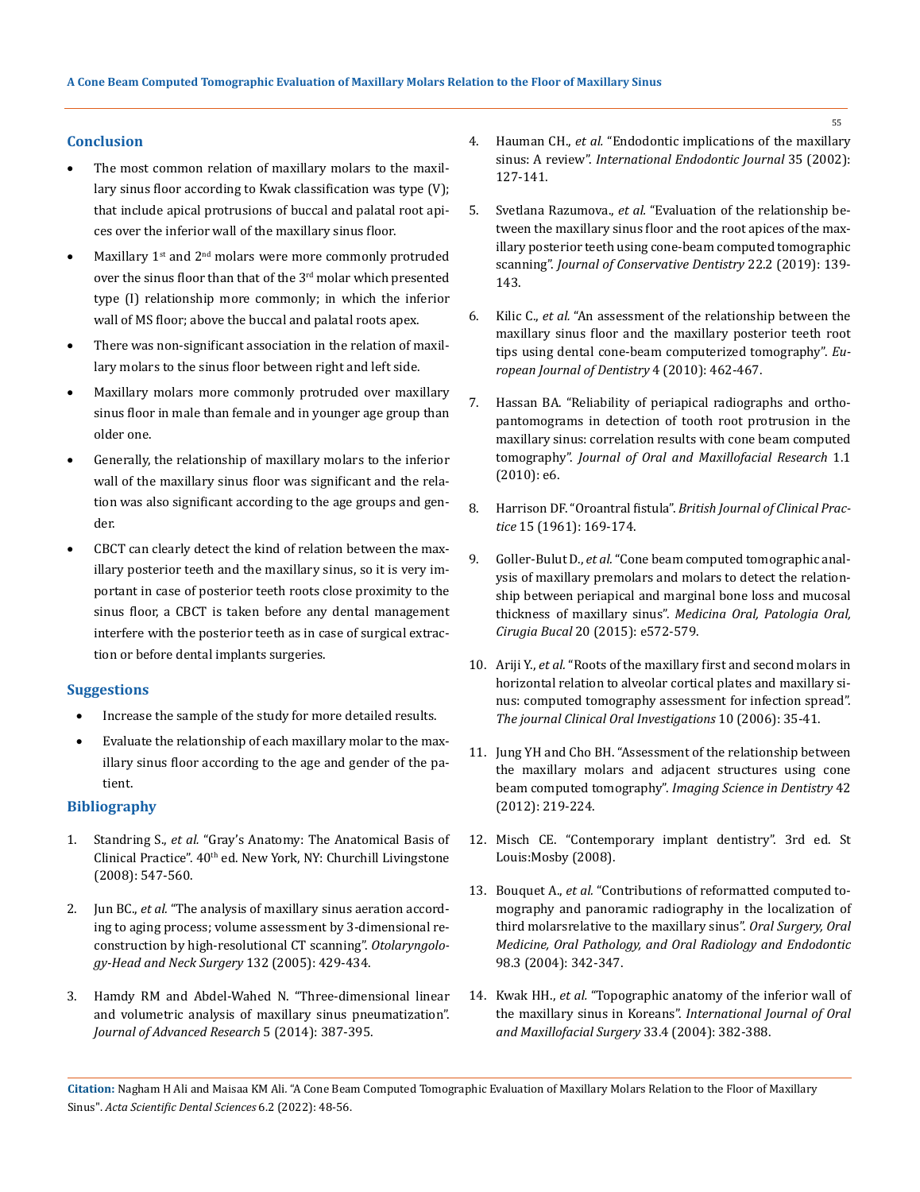## Conclusion

- The most common relation of maxillary molars to the maxillary sinus floor according to Kwak classification was type (V); that include apical protrusions of buccal and palatal root apices over the inferior wall of the maxillary sinus floor.
- Maxillary 1st and 2nd molars were more commonly protruded over the sinus floor than that of the 3rd molar which presented type (I) relationship more commonly; in which the inferior wall of MS floor; above the buccal and palatal roots apex.
- There was non-significant association in the relation of maxillary molars to the sinus floor between right and left side.
- Maxillary molars more commonly protruded over maxillary sinus floor in male than female and in younger age group than older one.
- Generally, the relationship of maxillary molars to the inferior wall of the maxillary sinus floor was significant and the relation was also significant according to the age groups and gender.
- CBCT can clearly detect the kind of relation between the maxillary posterior teeth and the maxillary sinus, so it is very important in case of posterior teeth roots close proximity to the sinus floor, a CBCT is taken before any dental management interfere with the posterior teeth as in case of surgical extraction or before dental implants surgeries.

## Suggestions

- Increase the sample of the study for more detailed results.
- Evaluate the relationship of each maxillary molar to the maxillary sinus floor according to the age and gender of the patient.

## Bibliography

1. Standring S., *et al.* "Gray's Anatomy: The Anatomical Basis of Clinical Practice". 40th ed. New York, NY: Churchill Livingstone (2008): 547-560.
2. Jun BC., *et al.* "The analysis of maxillary sinus aeration according to aging process; volume assessment by 3-dimensional reconstruction by high-resolutional CT scanning". *Otolaryngology-Head and Neck Surgery* 132 (2005): 429-434.
3. Hamdy RM and Abdel-Wahed N. "Three-dimensional linear and volumetric analysis of maxillary sinus pneumatization". *Journal of Advanced Research* 5 (2014): 387-395.
4. Hauman CH., *et al.* "Endodontic implications of the maxillary sinus: A review". *International Endodontic Journal* 35 (2002): 127-141.
5. Svetlana Razumova., *et al.* "Evaluation of the relationship between the maxillary sinus floor and the root apices of the maxillary posterior teeth using cone-beam computed tomographic scanning". *Journal of Conservative Dentistry* 22.2 (2019): 139-143.
6. Kilic C., *et al.* "An assessment of the relationship between the maxillary sinus floor and the maxillary posterior teeth root tips using dental cone-beam computerized tomography". *European Journal of Dentistry* 4 (2010): 462-467.
7. Hassan BA. "Reliability of periapical radiographs and orthopantomograms in detection of tooth root protrusion in the maxillary sinus: correlation results with cone beam computed tomography". *Journal of Oral and Maxillofacial Research* 1.1 (2010): e6.
8. Harrison DF. "Oroantral fistula". *British Journal of Clinical Practice* 15 (1961): 169-174.
9. Goller-Bulut D., *et al.* "Cone beam computed tomographic analysis of maxillary premolars and molars to detect the relationship between periapical and marginal bone loss and mucosal thickness of maxillary sinus". *Medicina Oral, Patologia Oral, Cirugia Bucal* 20 (2015): e572-579.
10. Ariji Y., *et al.* "Roots of the maxillary first and second molars in horizontal relation to alveolar cortical plates and maxillary sinus: computed tomography assessment for infection spread". *The journal Clinical Oral Investigations* 10 (2006): 35-41.
11. Jung YH and Cho BH. "Assessment of the relationship between the maxillary molars and adjacent structures using cone beam computed tomography". *Imaging Science in Dentistry* 42 (2012): 219-224.
12. Misch CE. "Contemporary implant dentistry". 3rd ed. St Louis:Mosby (2008).
13. Bouquet A., *et al.* "Contributions of reformatted computed tomography and panoramic radiography in the localization of third molarsrelative to the maxillary sinus". *Oral Surgery, Oral Medicine, Oral Pathology, and Oral Radiology and Endodontic* 98.3 (2004): 342-347.
14. Kwak HH., *et al.* "Topographic anatomy of the inferior wall of the maxillary sinus in Koreans". *International Journal of Oral and Maxillofacial Surgery* 33.4 (2004): 382-388.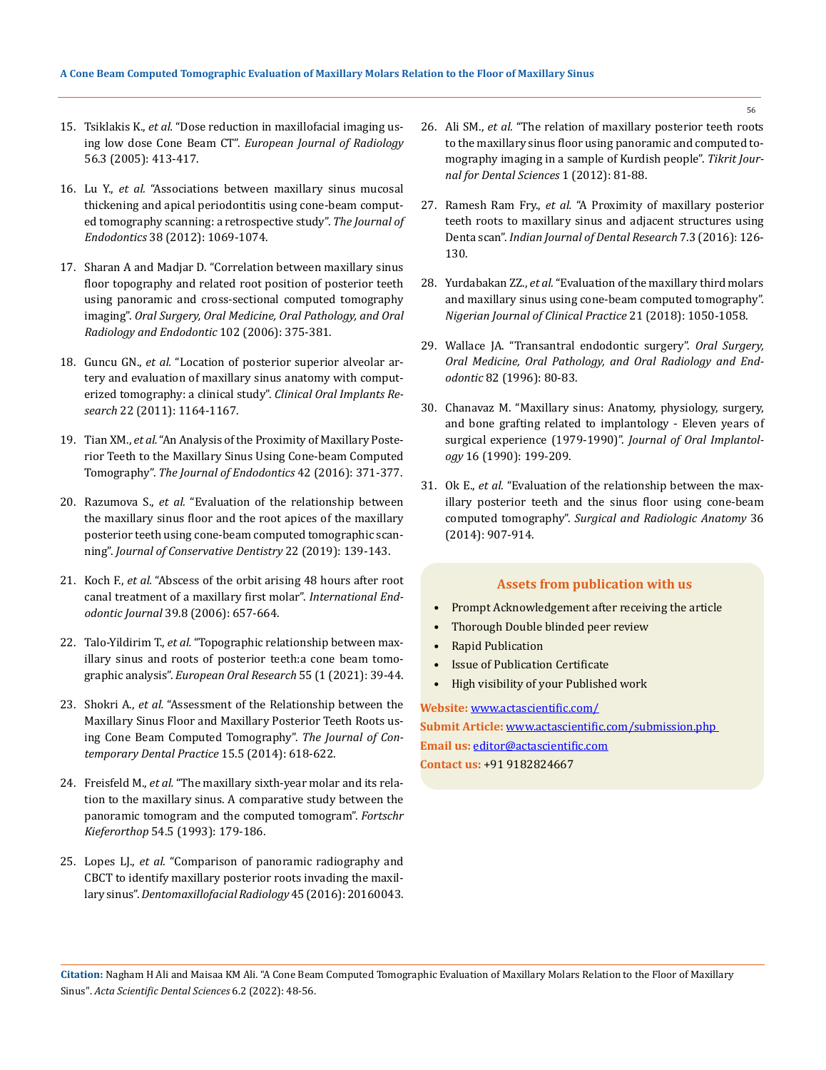15. Tsiklakis K., *et al.* "Dose reduction in maxillofacial imaging using low dose Cone Beam CT". *European Journal of Radiology* 56.3 (2005): 413-417.

16. Lu Y., *et al.* "Associations between maxillary sinus mucosal thickening and apical periodontitis using cone-beam computed tomography scanning: a retrospective study". *The Journal of Endodontics* 38 (2012): 1069-1074.

17. Sharan A and Madjar D. "Correlation between maxillary sinus floor topography and related root position of posterior teeth using panoramic and cross-sectional computed tomography imaging". *Oral Surgery, Oral Medicine, Oral Pathology, and Oral Radiology and Endodontic* 102 (2006): 375-381.

18. Guncu GN., *et al.* "Location of posterior superior alveolar artery and evaluation of maxillary sinus anatomy with computerized tomography: a clinical study". *Clinical Oral Implants Research* 22 (2011): 1164-1167.

19. Tian XM., *et al.* "An Analysis of the Proximity of Maxillary Posterior Teeth to the Maxillary Sinus Using Cone-beam Computed Tomography". *The Journal of Endodontics* 42 (2016): 371-377.

20. Razumova S., *et al.* "Evaluation of the relationship between the maxillary sinus floor and the root apices of the maxillary posterior teeth using cone-beam computed tomographic scanning". *Journal of Conservative Dentistry* 22 (2019): 139-143.

21. Koch F., *et al.* "Abscess of the orbit arising 48 hours after root canal treatment of a maxillary first molar". *International Endodontic Journal* 39.8 (2006): 657-664.

22. Talo-Yildirim T., *et al.* "Topographic relationship between maxillary sinus and roots of posterior teeth:a cone beam tomographic analysis". *European Oral Research* 55 (1 (2021): 39-44.

23. Shokri A., *et al.* "Assessment of the Relationship between the Maxillary Sinus Floor and Maxillary Posterior Teeth Roots using Cone Beam Computed Tomography". *The Journal of Contemporary Dental Practice* 15.5 (2014): 618-622.

24. Freisfeld M., *et al.* "The maxillary sixth-year molar and its relation to the maxillary sinus. A comparative study between the panoramic tomogram and the computed tomogram". *Fortschr Kieferorthop* 54.5 (1993): 179-186.

25. Lopes LJ., *et al.* "Comparison of panoramic radiography and CBCT to identify maxillary posterior roots invading the maxillary sinus". *Dentomaxillofacial Radiology* 45 (2016): 20160043.

26. Ali SM., *et al.* "The relation of maxillary posterior teeth roots to the maxillary sinus floor using panoramic and computed tomography imaging in a sample of Kurdish people". *Tikrit Journal for Dental Sciences* 1 (2012): 81-88.

27. Ramesh Ram Fry., *et al.* "A Proximity of maxillary posterior teeth roots to maxillary sinus and adjacent structures using Denta scan". *Indian Journal of Dental Research* 7.3 (2016): 126-130.

28. Yurdabakan ZZ., *et al.* "Evaluation of the maxillary third molars and maxillary sinus using cone-beam computed tomography". *Nigerian Journal of Clinical Practice* 21 (2018): 1050-1058.

29. Wallace JA. "Transantral endodontic surgery". *Oral Surgery, Oral Medicine, Oral Pathology, and Oral Radiology and Endodontic* 82 (1996): 80-83.

30. Chanavaz M. "Maxillary sinus: Anatomy, physiology, surgery, and bone grafting related to implantology - Eleven years of surgical experience (1979-1990)". *Journal of Oral Implantology* 16 (1990): 199-209.

31. Ok E., *et al.* "Evaluation of the relationship between the maxillary posterior teeth and the sinus floor using cone-beam computed tomography". *Surgical and Radiologic Anatomy* 36 (2014): 907-914.

**Assets from publication with us**

- Prompt Acknowledgement after receiving the article
- Thorough Double blinded peer review
- Rapid Publication
- Issue of Publication Certificate
- High visibility of your Published work

**Website:** www.actascientific.com/
**Submit Article:** www.actascientific.com/submission.php
**Email us:** editor@actascientific.com
**Contact us:** +91 9182824667